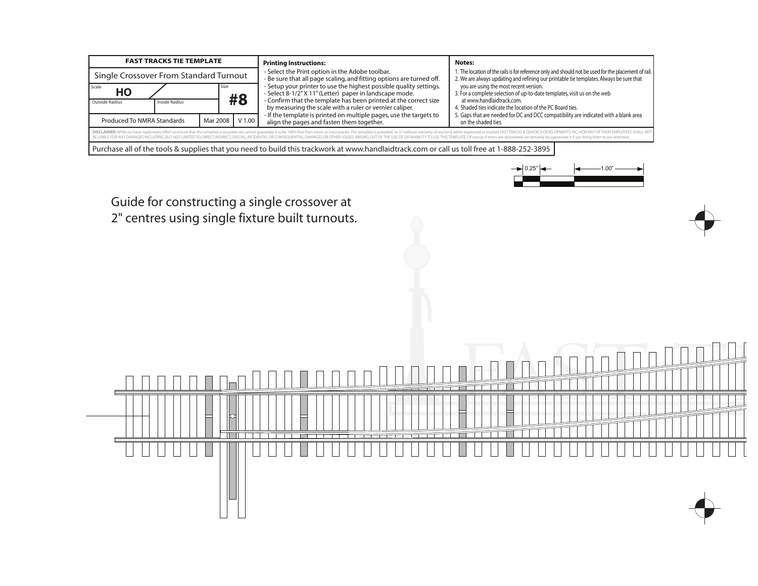| FAST TRACKS TIE TEMPLATE | | | |
|---|---|---|---|
| Single Crossover From Standard Turnout | | | |
| Scale: HO | | Size: #8 | |
| Outside Radius | Inside Radius | | |
| Produced To NMRA Standards | | Mar 2008 | V 1.00 |

**Printing Instructions:**

- Select the Print option in the Adobe toolbar.
- Be sure that all page scaling, and fitting options are turned off.
- Setup your printer to use the highest possible quality settings.
- Select 8-1/2" X 11" (Letter) paper in landscape mode.
- Confirm that the template has been printed at the correct size by measuring the scale with a ruler or vernier caliper.
- If the template is printed on multiple pages, use the targets to align the pages and fasten them together.

**Notes:**

1. The location of the rails is for reference only and should not be used for the placement of rail.
2. We are always updating and refining our printable tie templates. Always be sure that you are using the most recent version.
3. For a complete selection of up-to-date templates, visit us on the web at www.handlaidtrack.com.
4. Shaded ties indicate the location of the PC Board ties.
5. Gaps that are needed for DC and DCC compatibility are indicated with a blank area on the shaded ties.

**DISCLAIMER:** While we have made every effort to ensure that this template is accurate, we cannot guarantee it to be 100% free from errors or inaccuracies. This template is provided "as is" without warranty of any kind, either expressed or implied. FAST TRACKS & QUADICA DEVELOPMENTS INC, NOR ANY OF THEIR EMPLOYEES SHALL NOT BE LIABLE FOR ANY DAMAGES INCLUDING, BUT NOT LIMITED TO, DIRECT, INDIRECT, SPECIAL, INCIDENTAL OR CONSEQUENTIAL DAMAGES OR OTHER LOSSES ARISING OUT OF THE USE OF OR INABILITY TO USE THIS TEMPLATE. Of course, if errors are discovered, we certainly do appreciate it if you bring them to our attention.

Purchase all of the tools & supplies that you need to build this trackwork at www.handlaidtrack.com or call us toll free at 1-888-252-3895

0.25" 1.00"

Guide for constructing a single crossover at 2" centres using single fixture built turnouts.